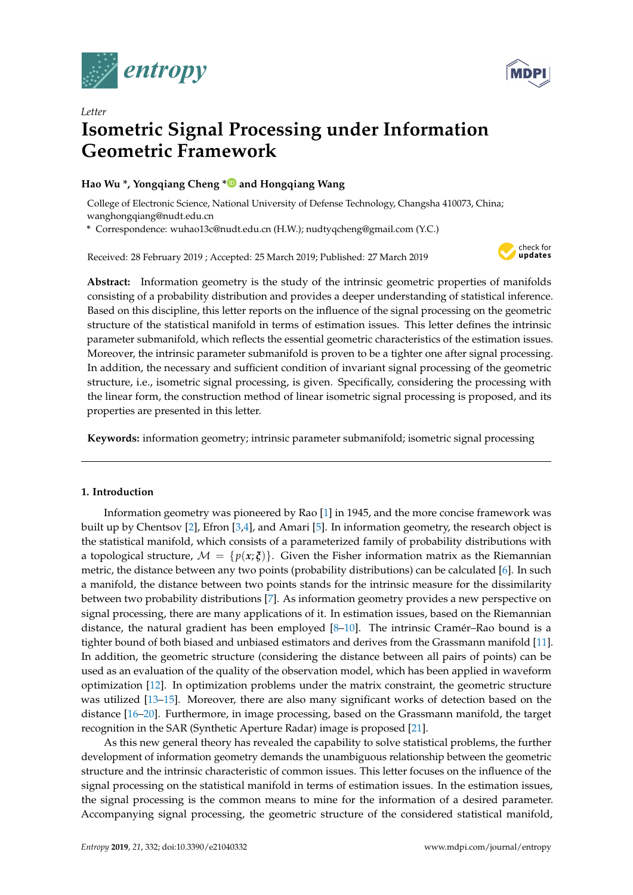*Letter*

# Isometric Signal Processing under Information Geometric Framework

**Hao Wu \*, Yongqiang Cheng \* and Hongqiang Wang**

College of Electronic Science, National University of Defense Technology, Changsha 410073, China; wanghongqiang@nudt.edu.cn

\* Correspondence: wuhao13c@nudt.edu.cn (H.W.); nudtyqcheng@gmail.com (Y.C.)

Received: 28 February 2019 ; Accepted: 25 March 2019; Published: 27 March 2019

**Abstract:** Information geometry is the study of the intrinsic geometric properties of manifolds consisting of a probability distribution and provides a deeper understanding of statistical inference. Based on this discipline, this letter reports on the influence of the signal processing on the geometric structure of the statistical manifold in terms of estimation issues. This letter defines the intrinsic parameter submanifold, which reflects the essential geometric characteristics of the estimation issues. Moreover, the intrinsic parameter submanifold is proven to be a tighter one after signal processing. In addition, the necessary and sufficient condition of invariant signal processing of the geometric structure, i.e., isometric signal processing, is given. Specifically, considering the processing with the linear form, the construction method of linear isometric signal processing is proposed, and its properties are presented in this letter.

**Keywords:** information geometry; intrinsic parameter submanifold; isometric signal processing

## 1. Introduction

Information geometry was pioneered by Rao [1] in 1945, and the more concise framework was built up by Chentsov [2], Efron [3,4], and Amari [5]. In information geometry, the research object is the statistical manifold, which consists of a parameterized family of probability distributions with a topological structure, $\mathcal{M} = \{p(x;\xi)\}$. Given the Fisher information matrix as the Riemannian metric, the distance between any two points (probability distributions) can be calculated [6]. In such a manifold, the distance between two points stands for the intrinsic measure for the dissimilarity between two probability distributions [7]. As information geometry provides a new perspective on signal processing, there are many applications of it. In estimation issues, based on the Riemannian distance, the natural gradient has been employed [8–10]. The intrinsic Cramér–Rao bound is a tighter bound of both biased and unbiased estimators and derives from the Grassmann manifold [11]. In addition, the geometric structure (considering the distance between all pairs of points) can be used as an evaluation of the quality of the observation model, which has been applied in waveform optimization [12]. In optimization problems under the matrix constraint, the geometric structure was utilized [13–15]. Moreover, there are also many significant works of detection based on the distance [16–20]. Furthermore, in image processing, based on the Grassmann manifold, the target recognition in the SAR (Synthetic Aperture Radar) image is proposed [21].

As this new general theory has revealed the capability to solve statistical problems, the further development of information geometry demands the unambiguous relationship between the geometric structure and the intrinsic characteristic of common issues. This letter focuses on the influence of the signal processing on the statistical manifold in terms of estimation issues. In the estimation issues, the signal processing is the common means to mine for the information of a desired parameter. Accompanying signal processing, the geometric structure of the considered statistical manifold,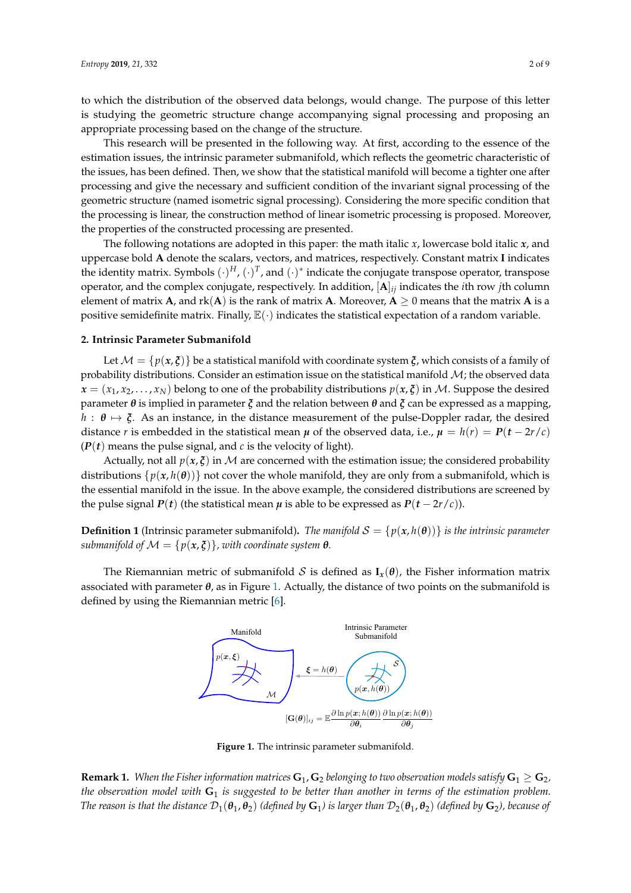to which the distribution of the observed data belongs, would change. The purpose of this letter is studying the geometric structure change accompanying signal processing and proposing an appropriate processing based on the change of the structure.

This research will be presented in the following way. At first, according to the essence of the estimation issues, the intrinsic parameter submanifold, which reflects the geometric characteristic of the issues, has been defined. Then, we show that the statistical manifold will become a tighter one after processing and give the necessary and sufficient condition of the invariant signal processing of the geometric structure (named isometric signal processing). Considering the more specific condition that the processing is linear, the construction method of linear isometric processing is proposed. Moreover, the properties of the constructed processing are presented.

The following notations are adopted in this paper: the math italic $x$, lowercase bold italic $\boldsymbol{x}$, and uppercase bold $\mathbf{A}$ denote the scalars, vectors, and matrices, respectively. Constant matrix $\mathbf{I}$ indicates the identity matrix. Symbols $(\cdot)^H$, $(\cdot)^T$, and $(\cdot)^*$ indicate the conjugate transpose operator, transpose operator, and the complex conjugate, respectively. In addition, $[\mathbf{A}]_{ij}$ indicates the $i$th row $j$th column element of matrix $\mathbf{A}$, and $\mathrm{rk}(\mathbf{A})$ is the rank of matrix $\mathbf{A}$. Moreover, $\mathbf{A} \geq 0$ means that the matrix $\mathbf{A}$ is a positive semidefinite matrix. Finally, $\mathbb{E}(\cdot)$ indicates the statistical expectation of a random variable.

## 2. Intrinsic Parameter Submanifold

Let $\mathcal{M} = \{p(\boldsymbol{x}, \boldsymbol{\xi})\}$ be a statistical manifold with coordinate system $\boldsymbol{\xi}$, which consists of a family of probability distributions. Consider an estimation issue on the statistical manifold $\mathcal{M}$; the observed data $\boldsymbol{x} = (x_1, x_2, \ldots, x_N)$ belong to one of the probability distributions $p(\boldsymbol{x}, \boldsymbol{\xi})$ in $\mathcal{M}$. Suppose the desired parameter $\boldsymbol{\theta}$ is implied in parameter $\boldsymbol{\xi}$ and the relation between $\boldsymbol{\theta}$ and $\boldsymbol{\xi}$ can be expressed as a mapping, $h : \boldsymbol{\theta} \mapsto \boldsymbol{\xi}$. As an instance, in the distance measurement of the pulse-Doppler radar, the desired distance $r$ is embedded in the statistical mean $\boldsymbol{\mu}$ of the observed data, i.e., $\boldsymbol{\mu} = h(r) = \boldsymbol{P}(\boldsymbol{t} - 2r/c)$ ($\boldsymbol{P}(\boldsymbol{t})$ means the pulse signal, and $c$ is the velocity of light).

Actually, not all $p(\boldsymbol{x}, \boldsymbol{\xi})$ in $\mathcal{M}$ are concerned with the estimation issue; the considered probability distributions $\{p(\boldsymbol{x}, h(\boldsymbol{\theta}))\}$ not cover the whole manifold, they are only from a submanifold, which is the essential manifold in the issue. In the above example, the considered distributions are screened by the pulse signal $\boldsymbol{P}(\boldsymbol{t})$ (the statistical mean $\boldsymbol{\mu}$ is able to be expressed as $\boldsymbol{P}(\boldsymbol{t} - 2r/c)$).

**Definition 1** (Intrinsic parameter submanifold). *The manifold $\mathcal{S} = \{p(\boldsymbol{x}, h(\boldsymbol{\theta}))\}$ is the intrinsic parameter submanifold of $\mathcal{M} = \{p(\boldsymbol{x}, \boldsymbol{\xi})\}$, with coordinate system $\boldsymbol{\theta}$.*

The Riemannian metric of submanifold $\mathcal{S}$ is defined as $\mathbf{I}_{\boldsymbol{x}}(\boldsymbol{\theta})$, the Fisher information matrix associated with parameter $\boldsymbol{\theta}$, as in Figure 1. Actually, the distance of two points on the submanifold is defined by using the Riemannian metric [6].

Manifold — $p(\boldsymbol{x}, \boldsymbol{\xi})$ — $\mathcal{M}$ — $\boldsymbol{\xi} = h(\boldsymbol{\theta})$ — Intrinsic Parameter Submanifold — $\mathcal{S}$ — $p(\boldsymbol{x}, h(\boldsymbol{\theta}))$

$$[\mathbf{G}(\boldsymbol{\theta})]_{ij} = \mathbb{E}\frac{\partial \ln p(\boldsymbol{x}; h(\boldsymbol{\theta}))}{\partial \boldsymbol{\theta}_i}\frac{\partial \ln p(\boldsymbol{x}; h(\boldsymbol{\theta}))}{\partial \boldsymbol{\theta}_j}$$

**Figure 1.** The intrinsic parameter submanifold.

**Remark 1.** *When the Fisher information matrices $\mathbf{G}_1, \mathbf{G}_2$ belonging to two observation models satisfy $\mathbf{G}_1 \geq \mathbf{G}_2$, the observation model with $\mathbf{G}_1$ is suggested to be better than another in terms of the estimation problem. The reason is that the distance $\mathcal{D}_1(\boldsymbol{\theta}_1, \boldsymbol{\theta}_2)$ (defined by $\mathbf{G}_1$) is larger than $\mathcal{D}_2(\boldsymbol{\theta}_1, \boldsymbol{\theta}_2)$ (defined by $\mathbf{G}_2$), because of*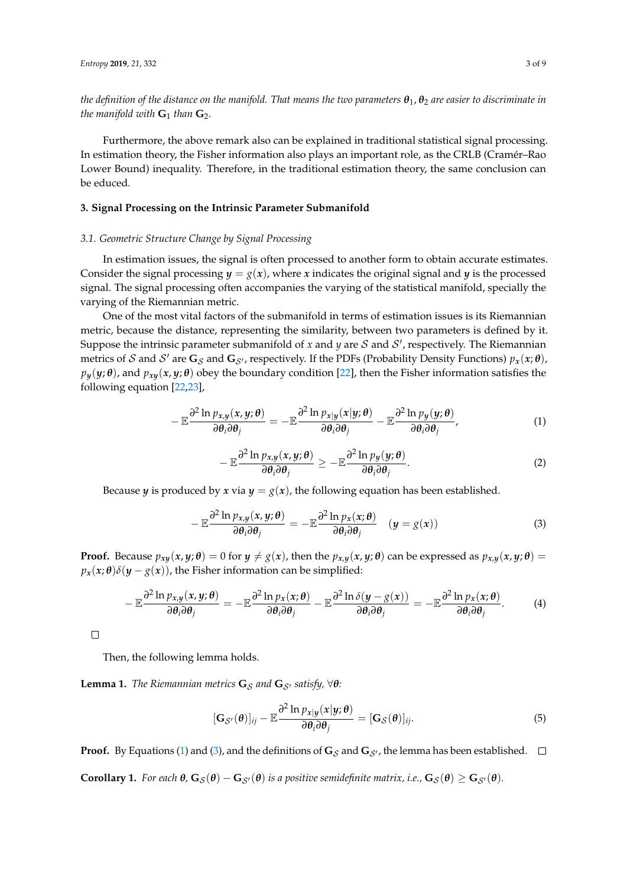*the definition of the distance on the manifold. That means the two parameters $\boldsymbol{\theta}_1, \boldsymbol{\theta}_2$ are easier to discriminate in the manifold with $\mathbf{G}_1$ than $\mathbf{G}_2$.*

Furthermore, the above remark also can be explained in traditional statistical signal processing. In estimation theory, the Fisher information also plays an important role, as the CRLB (Cramér–Rao Lower Bound) inequality. Therefore, in the traditional estimation theory, the same conclusion can be educed.

## 3. Signal Processing on the Intrinsic Parameter Submanifold

### 3.1. Geometric Structure Change by Signal Processing

In estimation issues, the signal is often processed to another form to obtain accurate estimates. Consider the signal processing $\boldsymbol{y} = g(\boldsymbol{x})$, where $\boldsymbol{x}$ indicates the original signal and $\boldsymbol{y}$ is the processed signal. The signal processing often accompanies the varying of the statistical manifold, specially the varying of the Riemannian metric.

One of the most vital factors of the submanifold in terms of estimation issues is its Riemannian metric, because the distance, representing the similarity, between two parameters is defined by it. Suppose the intrinsic parameter submanifold of $x$ and $y$ are $\mathcal{S}$ and $\mathcal{S}'$, respectively. The Riemannian metrics of $\mathcal{S}$ and $\mathcal{S}'$ are $\mathbf{G}_{\mathcal{S}}$ and $\mathbf{G}_{\mathcal{S}'}$, respectively. If the PDFs (Probability Density Functions) $p_{\boldsymbol{x}}(\boldsymbol{x};\boldsymbol{\theta})$, $p_{\boldsymbol{y}}(\boldsymbol{y};\boldsymbol{\theta})$, and $p_{\boldsymbol{xy}}(\boldsymbol{x},\boldsymbol{y};\boldsymbol{\theta})$ obey the boundary condition [22], then the Fisher information satisfies the following equation [22,23],

$$-\mathbb{E}\frac{\partial^2 \ln p_{\boldsymbol{x},\boldsymbol{y}}(\boldsymbol{x},\boldsymbol{y};\boldsymbol{\theta})}{\partial\boldsymbol{\theta}_i\partial\boldsymbol{\theta}_j} = -\mathbb{E}\frac{\partial^2 \ln p_{\boldsymbol{x}|\boldsymbol{y}}(\boldsymbol{x}|\boldsymbol{y};\boldsymbol{\theta})}{\partial\boldsymbol{\theta}_i\partial\boldsymbol{\theta}_j} - \mathbb{E}\frac{\partial^2 \ln p_{\boldsymbol{y}}(\boldsymbol{y};\boldsymbol{\theta})}{\partial\boldsymbol{\theta}_i\partial\boldsymbol{\theta}_j}, \tag{1}$$

$$-\mathbb{E}\frac{\partial^2 \ln p_{\boldsymbol{x},\boldsymbol{y}}(\boldsymbol{x},\boldsymbol{y};\boldsymbol{\theta})}{\partial\boldsymbol{\theta}_i\partial\boldsymbol{\theta}_j} \geq -\mathbb{E}\frac{\partial^2 \ln p_{\boldsymbol{y}}(\boldsymbol{y};\boldsymbol{\theta})}{\partial\boldsymbol{\theta}_i\partial\boldsymbol{\theta}_j}. \tag{2}$$

Because $\boldsymbol{y}$ is produced by $\boldsymbol{x}$ via $\boldsymbol{y} = g(\boldsymbol{x})$, the following equation has been established.

$$-\mathbb{E}\frac{\partial^2 \ln p_{\boldsymbol{x},\boldsymbol{y}}(\boldsymbol{x},\boldsymbol{y};\boldsymbol{\theta})}{\partial\boldsymbol{\theta}_i\partial\boldsymbol{\theta}_j} = -\mathbb{E}\frac{\partial^2 \ln p_{\boldsymbol{x}}(\boldsymbol{x};\boldsymbol{\theta})}{\partial\boldsymbol{\theta}_i\partial\boldsymbol{\theta}_j} \quad (\boldsymbol{y} = g(\boldsymbol{x})) \tag{3}$$

**Proof.** Because $p_{\boldsymbol{xy}}(\boldsymbol{x},\boldsymbol{y};\boldsymbol{\theta}) = 0$ for $\boldsymbol{y} \neq g(\boldsymbol{x})$, then the $p_{\boldsymbol{x},\boldsymbol{y}}(\boldsymbol{x},\boldsymbol{y};\boldsymbol{\theta})$ can be expressed as $p_{\boldsymbol{x},\boldsymbol{y}}(\boldsymbol{x},\boldsymbol{y};\boldsymbol{\theta}) = p_{\boldsymbol{x}}(\boldsymbol{x};\boldsymbol{\theta})\delta(\boldsymbol{y} - g(\boldsymbol{x}))$, the Fisher information can be simplified:

$$-\mathbb{E}\frac{\partial^2 \ln p_{\boldsymbol{x},\boldsymbol{y}}(\boldsymbol{x},\boldsymbol{y};\boldsymbol{\theta})}{\partial\boldsymbol{\theta}_i\partial\boldsymbol{\theta}_j} = -\mathbb{E}\frac{\partial^2 \ln p_{\boldsymbol{x}}(\boldsymbol{x};\boldsymbol{\theta})}{\partial\boldsymbol{\theta}_i\partial\boldsymbol{\theta}_j} - \mathbb{E}\frac{\partial^2 \ln \delta(\boldsymbol{y} - g(\boldsymbol{x}))}{\partial\boldsymbol{\theta}_i\partial\boldsymbol{\theta}_j} = -\mathbb{E}\frac{\partial^2 \ln p_{\boldsymbol{x}}(\boldsymbol{x};\boldsymbol{\theta})}{\partial\boldsymbol{\theta}_i\partial\boldsymbol{\theta}_j}. \tag{4}$$

□

Then, the following lemma holds.

**Lemma 1.** *The Riemannian metrics $\mathbf{G}_{\mathcal{S}}$ and $\mathbf{G}_{\mathcal{S}'}$ satisfy, $\forall\boldsymbol{\theta}$:*

$$[\mathbf{G}_{\mathcal{S}'}(\boldsymbol{\theta})]_{ij} - \mathbb{E}\frac{\partial^2 \ln p_{\boldsymbol{x}|\boldsymbol{y}}(\boldsymbol{x}|\boldsymbol{y};\boldsymbol{\theta})}{\partial\boldsymbol{\theta}_i\partial\boldsymbol{\theta}_j} = [\mathbf{G}_{\mathcal{S}}(\boldsymbol{\theta})]_{ij}. \tag{5}$$

**Proof.** By Equations (1) and (3), and the definitions of $\mathbf{G}_{\mathcal{S}}$ and $\mathbf{G}_{\mathcal{S}'}$, the lemma has been established. □

**Corollary 1.** *For each $\boldsymbol{\theta}$, $\mathbf{G}_{\mathcal{S}}(\boldsymbol{\theta}) - \mathbf{G}_{\mathcal{S}'}(\boldsymbol{\theta})$ is a positive semidefinite matrix, i.e., $\mathbf{G}_{\mathcal{S}}(\boldsymbol{\theta}) \geq \mathbf{G}_{\mathcal{S}'}(\boldsymbol{\theta})$.*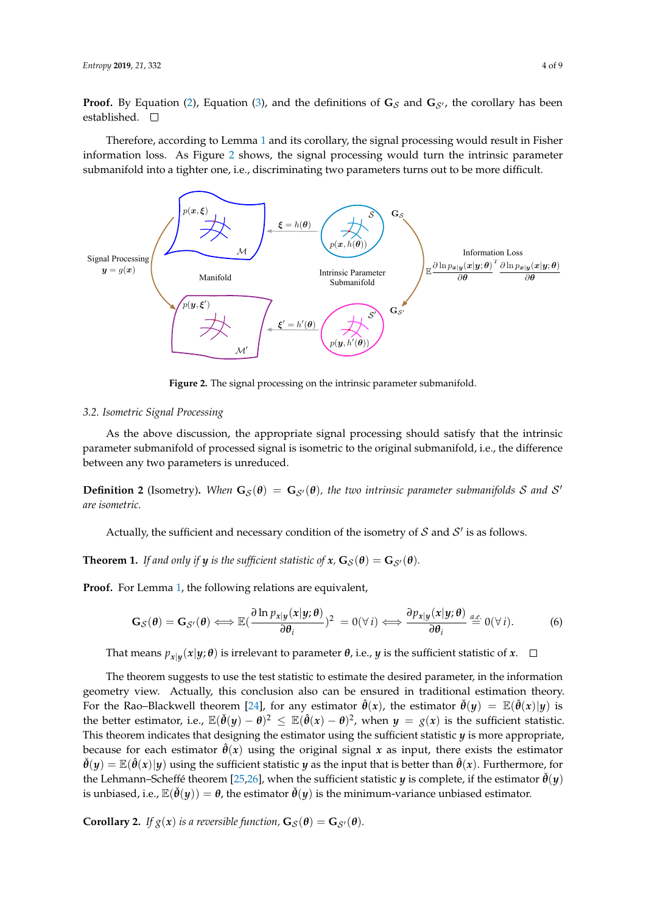**Proof.** By Equation (2), Equation (3), and the definitions of $\mathbf{G}_{\mathcal{S}}$ and $\mathbf{G}_{\mathcal{S}'}$, the corollary has been established. □

Therefore, according to Lemma 1 and its corollary, the signal processing would result in Fisher information loss. As Figure 2 shows, the signal processing would turn the intrinsic parameter submanifold into a tighter one, i.e., discriminating two parameters turns out to be more difficult.

**Figure 2.** The signal processing on the intrinsic parameter submanifold.

### 3.2. Isometric Signal Processing

As the above discussion, the appropriate signal processing should satisfy that the intrinsic parameter submanifold of processed signal is isometric to the original submanifold, i.e., the difference between any two parameters is unreduced.

**Definition 2** (Isometry). *When $\mathbf{G}_{\mathcal{S}}(\boldsymbol{\theta}) = \mathbf{G}_{\mathcal{S}'}(\boldsymbol{\theta})$, the two intrinsic parameter submanifolds $\mathcal{S}$ and $\mathcal{S}'$ are isometric.*

Actually, the sufficient and necessary condition of the isometry of $\mathcal{S}$ and $\mathcal{S}'$ is as follows.

**Theorem 1.** *If and only if $\boldsymbol{y}$ is the sufficient statistic of $\boldsymbol{x}$, $\mathbf{G}_{\mathcal{S}}(\boldsymbol{\theta}) = \mathbf{G}_{\mathcal{S}'}(\boldsymbol{\theta})$.*

**Proof.** For Lemma 1, the following relations are equivalent,

$$\mathbf{G}_{\mathcal{S}}(\boldsymbol{\theta}) = \mathbf{G}_{\mathcal{S}'}(\boldsymbol{\theta}) \Longleftrightarrow \mathbb{E}\left(\frac{\partial \ln p_{x|y}(\boldsymbol{x}|\boldsymbol{y};\boldsymbol{\theta})}{\partial \boldsymbol{\theta}_i}\right)^2 = 0 (\forall\, i) \Longleftrightarrow \frac{\partial p_{x|y}(\boldsymbol{x}|\boldsymbol{y};\boldsymbol{\theta})}{\partial \boldsymbol{\theta}_i} \overset{a.e.}{=} 0 (\forall\, i). \tag{6}$$

That means $p_{x|y}(\boldsymbol{x}|\boldsymbol{y};\boldsymbol{\theta})$ is irrelevant to parameter $\boldsymbol{\theta}$, i.e., $\boldsymbol{y}$ is the sufficient statistic of $\boldsymbol{x}$. □

The theorem suggests to use the test statistic to estimate the desired parameter, in the information geometry view. Actually, this conclusion also can be ensured in traditional estimation theory. For the Rao–Blackwell theorem [24], for any estimator $\hat{\boldsymbol{\theta}}(\boldsymbol{x})$, the estimator $\check{\boldsymbol{\theta}}(\boldsymbol{y}) = \mathbb{E}(\hat{\boldsymbol{\theta}}(\boldsymbol{x})|\boldsymbol{y})$ is the better estimator, i.e., $\mathbb{E}(\check{\boldsymbol{\theta}}(\boldsymbol{y}) - \boldsymbol{\theta})^2 \le \mathbb{E}(\hat{\boldsymbol{\theta}}(\boldsymbol{x}) - \boldsymbol{\theta})^2$, when $\boldsymbol{y} = g(\boldsymbol{x})$ is the sufficient statistic. This theorem indicates that designing the estimator using the sufficient statistic $\boldsymbol{y}$ is more appropriate, because for each estimator $\hat{\boldsymbol{\theta}}(\boldsymbol{x})$ using the original signal $\boldsymbol{x}$ as input, there exists the estimator $\check{\boldsymbol{\theta}}(\boldsymbol{y}) = \mathbb{E}(\hat{\boldsymbol{\theta}}(\boldsymbol{x})|\boldsymbol{y})$ using the sufficient statistic $\boldsymbol{y}$ as the input that is better than $\hat{\boldsymbol{\theta}}(\boldsymbol{x})$. Furthermore, for the Lehmann–Scheffé theorem [25,26], when the sufficient statistic $\boldsymbol{y}$ is complete, if the estimator $\check{\boldsymbol{\theta}}(\boldsymbol{y})$ is unbiased, i.e., $\mathbb{E}(\check{\boldsymbol{\theta}}(\boldsymbol{y})) = \boldsymbol{\theta}$, the estimator $\check{\boldsymbol{\theta}}(\boldsymbol{y})$ is the minimum-variance unbiased estimator.

**Corollary 2.** *If $g(\boldsymbol{x})$ is a reversible function, $\mathbf{G}_{\mathcal{S}}(\boldsymbol{\theta}) = \mathbf{G}_{\mathcal{S}'}(\boldsymbol{\theta})$.*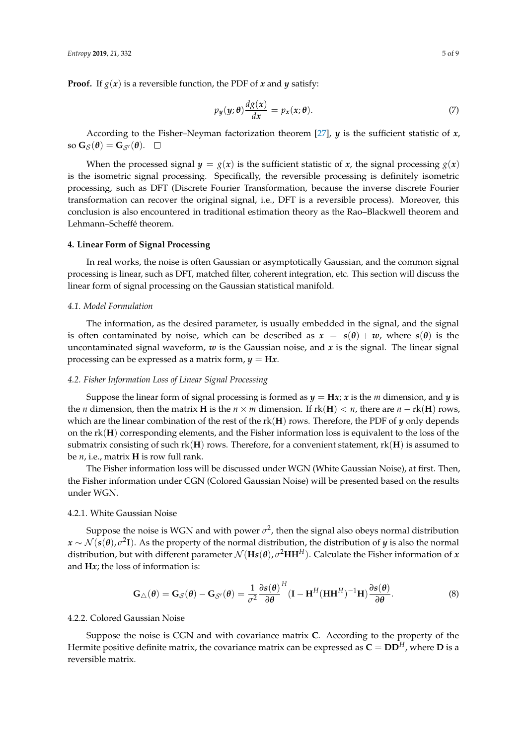**Proof.** If $g(\boldsymbol{x})$ is a reversible function, the PDF of $\boldsymbol{x}$ and $\boldsymbol{y}$ satisfy:

$$p_{\boldsymbol{y}}(\boldsymbol{y};\boldsymbol{\theta})\frac{dg(\boldsymbol{x})}{d\boldsymbol{x}} = p_{\boldsymbol{x}}(\boldsymbol{x};\boldsymbol{\theta}). \tag{7}$$

According to the Fisher–Neyman factorization theorem [27], $\boldsymbol{y}$ is the sufficient statistic of $\boldsymbol{x}$, so $\mathbf{G}_{\mathcal{S}}(\boldsymbol{\theta}) = \mathbf{G}_{\mathcal{S}'}(\boldsymbol{\theta})$. □

When the processed signal $\boldsymbol{y} = g(\boldsymbol{x})$ is the sufficient statistic of $\boldsymbol{x}$, the signal processing $g(\boldsymbol{x})$ is the isometric signal processing. Specifically, the reversible processing is definitely isometric processing, such as DFT (Discrete Fourier Transformation, because the inverse discrete Fourier transformation can recover the original signal, i.e., DFT is a reversible process). Moreover, this conclusion is also encountered in traditional estimation theory as the Rao–Blackwell theorem and Lehmann–Scheffé theorem.

## 4. Linear Form of Signal Processing

In real works, the noise is often Gaussian or asymptotically Gaussian, and the common signal processing is linear, such as DFT, matched filter, coherent integration, etc. This section will discuss the linear form of signal processing on the Gaussian statistical manifold.

### 4.1. Model Formulation

The information, as the desired parameter, is usually embedded in the signal, and the signal is often contaminated by noise, which can be described as $\boldsymbol{x} = \boldsymbol{s}(\boldsymbol{\theta}) + \boldsymbol{w}$, where $\boldsymbol{s}(\boldsymbol{\theta})$ is the uncontaminated signal waveform, $\boldsymbol{w}$ is the Gaussian noise, and $\boldsymbol{x}$ is the signal. The linear signal processing can be expressed as a matrix form, $\boldsymbol{y} = \mathbf{H}\boldsymbol{x}$.

### 4.2. Fisher Information Loss of Linear Signal Processing

Suppose the linear form of signal processing is formed as $\boldsymbol{y} = \mathbf{H}\boldsymbol{x}$; $\boldsymbol{x}$ is the $m$ dimension, and $\boldsymbol{y}$ is the $n$ dimension, then the matrix $\mathbf{H}$ is the $n \times m$ dimension. If $\mathrm{rk}(\mathbf{H}) < n$, there are $n - \mathrm{rk}(\mathbf{H})$ rows, which are the linear combination of the rest of the $\mathrm{rk}(\mathbf{H})$ rows. Therefore, the PDF of $\boldsymbol{y}$ only depends on the $\mathrm{rk}(\mathbf{H})$ corresponding elements, and the Fisher information loss is equivalent to the loss of the submatrix consisting of such $\mathrm{rk}(\mathbf{H})$ rows. Therefore, for a convenient statement, $\mathrm{rk}(\mathbf{H})$ is assumed to be $n$, i.e., matrix $\mathbf{H}$ is row full rank.

The Fisher information loss will be discussed under WGN (White Gaussian Noise), at first. Then, the Fisher information under CGN (Colored Gaussian Noise) will be presented based on the results under WGN.

#### 4.2.1. White Gaussian Noise

Suppose the noise is WGN and with power $\sigma^2$, then the signal also obeys normal distribution $\boldsymbol{x} \sim \mathcal{N}(\boldsymbol{s}(\boldsymbol{\theta}), \sigma^2\mathbf{I})$. As the property of the normal distribution, the distribution of $\boldsymbol{y}$ is also the normal distribution, but with different parameter $\mathcal{N}(\mathbf{H}\boldsymbol{s}(\boldsymbol{\theta}), \sigma^2\mathbf{H}\mathbf{H}^H)$. Calculate the Fisher information of $\boldsymbol{x}$ and $\mathbf{H}\boldsymbol{x}$; the loss of information is:

$$\mathbf{G}_{\triangle}(\boldsymbol{\theta}) = \mathbf{G}_{\mathcal{S}}(\boldsymbol{\theta}) - \mathbf{G}_{\mathcal{S}'}(\boldsymbol{\theta}) = \frac{1}{\sigma^2}\frac{\partial \boldsymbol{s}(\boldsymbol{\theta})}{\partial \boldsymbol{\theta}}^H (\mathbf{I} - \mathbf{H}^H(\mathbf{H}\mathbf{H}^H)^{-1}\mathbf{H})\frac{\partial \boldsymbol{s}(\boldsymbol{\theta})}{\partial \boldsymbol{\theta}}. \tag{8}$$

#### 4.2.2. Colored Gaussian Noise

Suppose the noise is CGN and with covariance matrix $\mathbf{C}$. According to the property of the Hermite positive definite matrix, the covariance matrix can be expressed as $\mathbf{C} = \mathbf{D}\mathbf{D}^H$, where $\mathbf{D}$ is a reversible matrix.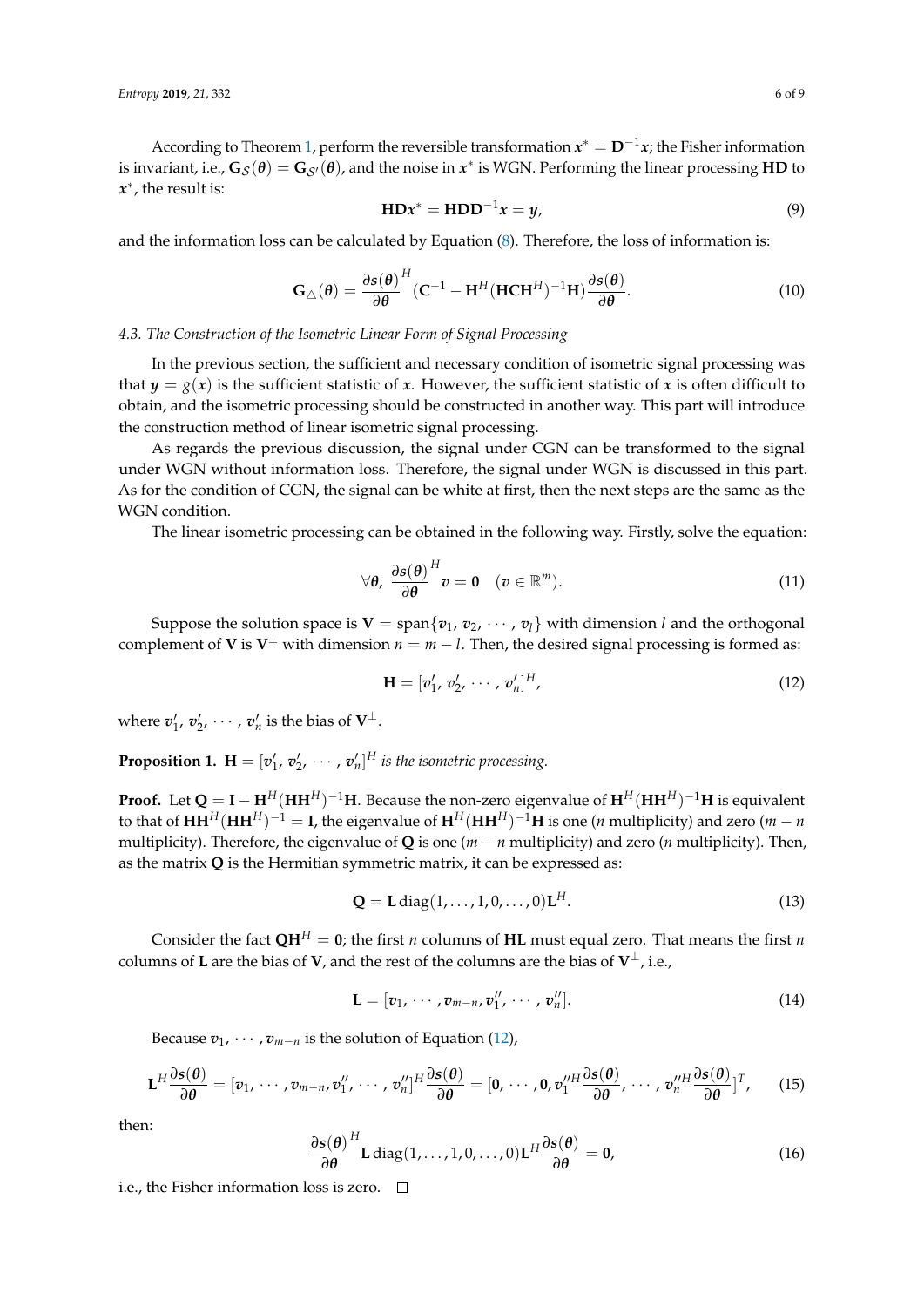According to Theorem 1, perform the reversible transformation $\boldsymbol{x}^* = \mathbf{D}^{-1}\boldsymbol{x}$; the Fisher information is invariant, i.e., $\mathbf{G}_{\mathcal{S}}(\boldsymbol{\theta}) = \mathbf{G}_{\mathcal{S}'}(\boldsymbol{\theta})$, and the noise in $\boldsymbol{x}^*$ is WGN. Performing the linear processing $\mathbf{HD}$ to $\boldsymbol{x}^*$, the result is:

$$\mathbf{HD}\boldsymbol{x}^* = \mathbf{HDD}^{-1}\boldsymbol{x} = \boldsymbol{y}, \tag{9}$$

and the information loss can be calculated by Equation (8). Therefore, the loss of information is:

$$\mathbf{G}_{\triangle}(\boldsymbol{\theta}) = \frac{\partial \boldsymbol{s}(\boldsymbol{\theta})}{\partial \boldsymbol{\theta}}^H (\mathbf{C}^{-1} - \mathbf{H}^H(\mathbf{HCH}^H)^{-1}\mathbf{H})\frac{\partial \boldsymbol{s}(\boldsymbol{\theta})}{\partial \boldsymbol{\theta}}. \tag{10}$$

### *4.3. The Construction of the Isometric Linear Form of Signal Processing*

In the previous section, the sufficient and necessary condition of isometric signal processing was that $\boldsymbol{y} = g(\boldsymbol{x})$ is the sufficient statistic of $\boldsymbol{x}$. However, the sufficient statistic of $\boldsymbol{x}$ is often difficult to obtain, and the isometric processing should be constructed in another way. This part will introduce the construction method of linear isometric signal processing.

As regards the previous discussion, the signal under CGN can be transformed to the signal under WGN without information loss. Therefore, the signal under WGN is discussed in this part. As for the condition of CGN, the signal can be white at first, then the next steps are the same as the WGN condition.

The linear isometric processing can be obtained in the following way. Firstly, solve the equation:

$$\forall \boldsymbol{\theta}, \ \frac{\partial \boldsymbol{s}(\boldsymbol{\theta})}{\partial \boldsymbol{\theta}}^H \boldsymbol{v} = \mathbf{0} \quad (\boldsymbol{v} \in \mathbb{R}^m). \tag{11}$$

Suppose the solution space is $\mathbf{V} = \operatorname{span}\{\boldsymbol{v}_1, \boldsymbol{v}_2, \cdots, \boldsymbol{v}_l\}$ with dimension $l$ and the orthogonal complement of $\mathbf{V}$ is $\mathbf{V}^{\perp}$ with dimension $n = m - l$. Then, the desired signal processing is formed as:

$$\mathbf{H} = [\boldsymbol{v}_1', \boldsymbol{v}_2', \cdots, \boldsymbol{v}_n']^H, \tag{12}$$

where $\boldsymbol{v}_1', \boldsymbol{v}_2', \cdots, \boldsymbol{v}_n'$ is the bias of $\mathbf{V}^{\perp}$.

**Proposition 1.** *$\mathbf{H} = [\boldsymbol{v}_1', \boldsymbol{v}_2', \cdots, \boldsymbol{v}_n']^H$ is the isometric processing.*

**Proof.** Let $\mathbf{Q} = \mathbf{I} - \mathbf{H}^H(\mathbf{HH}^H)^{-1}\mathbf{H}$. Because the non-zero eigenvalue of $\mathbf{H}^H(\mathbf{HH}^H)^{-1}\mathbf{H}$ is equivalent to that of $\mathbf{HH}^H(\mathbf{HH}^H)^{-1} = \mathbf{I}$, the eigenvalue of $\mathbf{H}^H(\mathbf{HH}^H)^{-1}\mathbf{H}$ is one ($n$ multiplicity) and zero ($m - n$ multiplicity). Therefore, the eigenvalue of $\mathbf{Q}$ is one ($m - n$ multiplicity) and zero ($n$ multiplicity). Then, as the matrix $\mathbf{Q}$ is the Hermitian symmetric matrix, it can be expressed as:

$$\mathbf{Q} = \mathbf{L}\operatorname{diag}(1, \ldots, 1, 0, \ldots, 0)\mathbf{L}^H. \tag{13}$$

Consider the fact $\mathbf{QH}^H = \mathbf{0}$; the first $n$ columns of $\mathbf{HL}$ must equal zero. That means the first $n$ columns of $\mathbf{L}$ are the bias of $\mathbf{V}$, and the rest of the columns are the bias of $\mathbf{V}^{\perp}$, i.e.,

$$\mathbf{L} = [\boldsymbol{v}_1, \cdots, \boldsymbol{v}_{m-n}, \boldsymbol{v}_1'', \cdots, \boldsymbol{v}_n'']. \tag{14}$$

Because $\boldsymbol{v}_1, \cdots, \boldsymbol{v}_{m-n}$ is the solution of Equation (12),

$$\mathbf{L}^H\frac{\partial \boldsymbol{s}(\boldsymbol{\theta})}{\partial \boldsymbol{\theta}} = [\boldsymbol{v}_1, \cdots, \boldsymbol{v}_{m-n}, \boldsymbol{v}_1'', \cdots, \boldsymbol{v}_n'']^H\frac{\partial \boldsymbol{s}(\boldsymbol{\theta})}{\partial \boldsymbol{\theta}} = [\mathbf{0}, \cdots, \mathbf{0}, \boldsymbol{v}_1''^H\frac{\partial \boldsymbol{s}(\boldsymbol{\theta})}{\partial \boldsymbol{\theta}}, \cdots, \boldsymbol{v}_n''^H\frac{\partial \boldsymbol{s}(\boldsymbol{\theta})}{\partial \boldsymbol{\theta}}]^T, \tag{15}$$

then:

$$\frac{\partial \boldsymbol{s}(\boldsymbol{\theta})}{\partial \boldsymbol{\theta}}^H \mathbf{L}\operatorname{diag}(1, \ldots, 1, 0, \ldots, 0)\mathbf{L}^H\frac{\partial \boldsymbol{s}(\boldsymbol{\theta})}{\partial \boldsymbol{\theta}} = \mathbf{0}, \tag{16}$$

i.e., the Fisher information loss is zero. □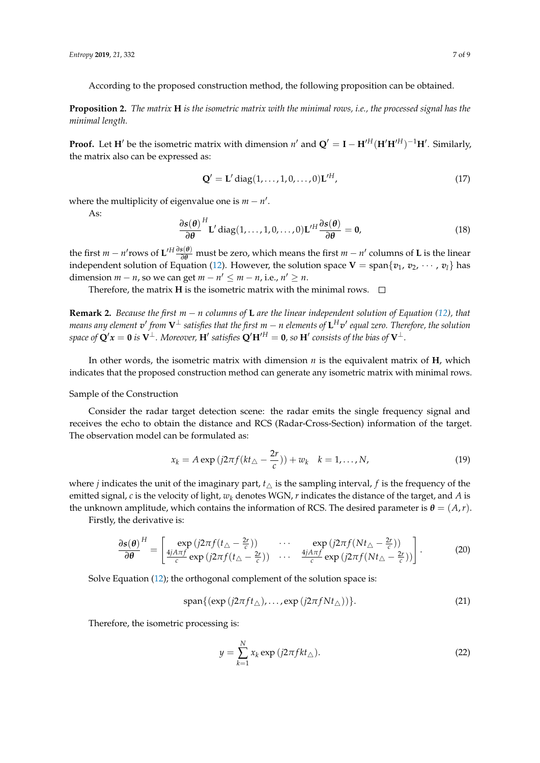According to the proposed construction method, the following proposition can be obtained.

**Proposition 2.** *The matrix* $\mathbf{H}$ *is the isometric matrix with the minimal rows, i.e., the processed signal has the minimal length.*

**Proof.** Let $\mathbf{H}'$ be the isometric matrix with dimension $n'$ and $\mathbf{Q}' = \mathbf{I} - \mathbf{H}'^H(\mathbf{H}'\mathbf{H}'^H)^{-1}\mathbf{H}'$. Similarly, the matrix also can be expressed as:

$$\mathbf{Q}' = \mathbf{L}' \operatorname{diag}(1, \ldots, 1, 0, \ldots, 0)\mathbf{L}'^H, \tag{17}$$

where the multiplicity of eigenvalue one is $m - n'$.

As:

$$\frac{\partial \boldsymbol{s}(\boldsymbol{\theta})}{\partial \boldsymbol{\theta}}^H \mathbf{L}' \operatorname{diag}(1, \ldots, 1, 0, \ldots, 0)\mathbf{L}'^H \frac{\partial \boldsymbol{s}(\boldsymbol{\theta})}{\partial \boldsymbol{\theta}} = \mathbf{0}, \tag{18}$$

the first $m - n'$rows of $\mathbf{L}'^H \frac{\partial \boldsymbol{s}(\boldsymbol{\theta})}{\partial \boldsymbol{\theta}}$ must be zero, which means the first $m - n'$ columns of $\mathbf{L}$ is the linear independent solution of Equation (12). However, the solution space $\mathbf{V} = \operatorname{span}\{v_1, v_2, \cdots, v_l\}$ has dimension $m - n$, so we can get $m - n' \leq m - n$, i.e., $n' \geq n$.

Therefore, the matrix $\mathbf{H}$ is the isometric matrix with the minimal rows. □

**Remark 2.** *Because the first* $m - n$ *columns of* $\mathbf{L}$ *are the linear independent solution of Equation (12), that means any element* $v'$ *from* $\mathbf{V}^{\perp}$ *satisfies that the first* $m - n$ *elements of* $\mathbf{L}^H v'$ *equal zero. Therefore, the solution space of* $\mathbf{Q}'\boldsymbol{x} = \mathbf{0}$ *is* $\mathbf{V}^{\perp}$*. Moreover,* $\mathbf{H}'$ *satisfies* $\mathbf{Q}'\mathbf{H}'^H = \mathbf{0}$*, so* $\mathbf{H}'$ *consists of the bias of* $\mathbf{V}^{\perp}$*.*

In other words, the isometric matrix with dimension $n$ is the equivalent matrix of $\mathbf{H}$, which indicates that the proposed construction method can generate any isometric matrix with minimal rows.

Sample of the Construction

Consider the radar target detection scene: the radar emits the single frequency signal and receives the echo to obtain the distance and RCS (Radar-Cross-Section) information of the target. The observation model can be formulated as:

$$x_k = A \exp\left(j2\pi f(kt_{\triangle} - \frac{2r}{c})\right) + w_k \quad k = 1, \ldots, N, \tag{19}$$

where $j$ indicates the unit of the imaginary part, $t_{\triangle}$ is the sampling interval, $f$ is the frequency of the emitted signal, $c$ is the velocity of light, $w_k$ denotes WGN, $r$ indicates the distance of the target, and $A$ is the unknown amplitude, which contains the information of RCS. The desired parameter is $\boldsymbol{\theta} = (A, r)$.

Firstly, the derivative is:

$$\frac{\partial \boldsymbol{s}(\boldsymbol{\theta})}{\partial \boldsymbol{\theta}}^H = \begin{bmatrix} \exp\left(j2\pi f(t_{\triangle} - \frac{2r}{c})\right) & \cdots & \exp\left(j2\pi f(Nt_{\triangle} - \frac{2r}{c})\right) \\ \frac{4jA\pi f}{c} \exp\left(j2\pi f(t_{\triangle} - \frac{2r}{c})\right) & \cdots & \frac{4jA\pi f}{c} \exp\left(j2\pi f(Nt_{\triangle} - \frac{2r}{c})\right) \end{bmatrix}. \tag{20}$$

Solve Equation (12); the orthogonal complement of the solution space is:

$$\operatorname{span}\{(\exp(j2\pi f t_{\triangle}), \ldots, \exp(j2\pi f N t_{\triangle}))\}. \tag{21}$$

Therefore, the isometric processing is:

$$y = \sum_{k=1}^{N} x_k \exp(j2\pi f k t_{\triangle}). \tag{22}$$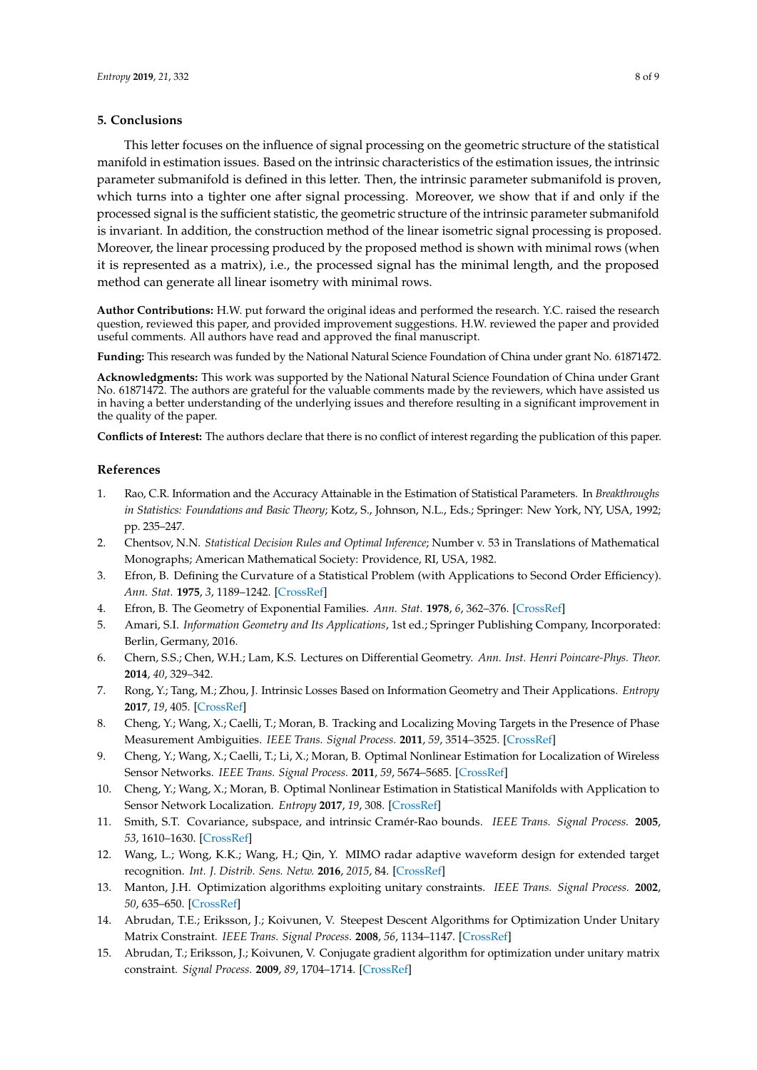## 5. Conclusions

This letter focuses on the influence of signal processing on the geometric structure of the statistical manifold in estimation issues. Based on the intrinsic characteristics of the estimation issues, the intrinsic parameter submanifold is defined in this letter. Then, the intrinsic parameter submanifold is proven, which turns into a tighter one after signal processing. Moreover, we show that if and only if the processed signal is the sufficient statistic, the geometric structure of the intrinsic parameter submanifold is invariant. In addition, the construction method of the linear isometric signal processing is proposed. Moreover, the linear processing produced by the proposed method is shown with minimal rows (when it is represented as a matrix), i.e., the processed signal has the minimal length, and the proposed method can generate all linear isometry with minimal rows.

**Author Contributions:** H.W. put forward the original ideas and performed the research. Y.C. raised the research question, reviewed this paper, and provided improvement suggestions. H.W. reviewed the paper and provided useful comments. All authors have read and approved the final manuscript.

**Funding:** This research was funded by the National Natural Science Foundation of China under grant No. 61871472.

**Acknowledgments:** This work was supported by the National Natural Science Foundation of China under Grant No. 61871472. The authors are grateful for the valuable comments made by the reviewers, which have assisted us in having a better understanding of the underlying issues and therefore resulting in a significant improvement in the quality of the paper.

**Conflicts of Interest:** The authors declare that there is no conflict of interest regarding the publication of this paper.

## References

1. Rao, C.R. Information and the Accuracy Attainable in the Estimation of Statistical Parameters. In *Breakthroughs in Statistics: Foundations and Basic Theory*; Kotz, S., Johnson, N.L., Eds.; Springer: New York, NY, USA, 1992; pp. 235–247.
2. Chentsov, N.N. *Statistical Decision Rules and Optimal Inference*; Number v. 53 in Translations of Mathematical Monographs; American Mathematical Society: Providence, RI, USA, 1982.
3. Efron, B. Defining the Curvature of a Statistical Problem (with Applications to Second Order Efficiency). *Ann. Stat.* **1975**, *3*, 1189–1242. [CrossRef]
4. Efron, B. The Geometry of Exponential Families. *Ann. Stat.* **1978**, *6*, 362–376. [CrossRef]
5. Amari, S.I. *Information Geometry and Its Applications*, 1st ed.; Springer Publishing Company, Incorporated: Berlin, Germany, 2016.
6. Chern, S.S.; Chen, W.H.; Lam, K.S. Lectures on Differential Geometry. *Ann. Inst. Henri Poincare-Phys. Theor.* **2014**, *40*, 329–342.
7. Rong, Y.; Tang, M.; Zhou, J. Intrinsic Losses Based on Information Geometry and Their Applications. *Entropy* **2017**, *19*, 405. [CrossRef]
8. Cheng, Y.; Wang, X.; Caelli, T.; Moran, B. Tracking and Localizing Moving Targets in the Presence of Phase Measurement Ambiguities. *IEEE Trans. Signal Process.* **2011**, *59*, 3514–3525. [CrossRef]
9. Cheng, Y.; Wang, X.; Caelli, T.; Li, X.; Moran, B. Optimal Nonlinear Estimation for Localization of Wireless Sensor Networks. *IEEE Trans. Signal Process.* **2011**, *59*, 5674–5685. [CrossRef]
10. Cheng, Y.; Wang, X.; Moran, B. Optimal Nonlinear Estimation in Statistical Manifolds with Application to Sensor Network Localization. *Entropy* **2017**, *19*, 308. [CrossRef]
11. Smith, S.T. Covariance, subspace, and intrinsic Cramér-Rao bounds. *IEEE Trans. Signal Process.* **2005**, *53*, 1610–1630. [CrossRef]
12. Wang, L.; Wong, K.K.; Wang, H.; Qin, Y. MIMO radar adaptive waveform design for extended target recognition. *Int. J. Distrib. Sens. Netw.* **2016**, *2015*, 84. [CrossRef]
13. Manton, J.H. Optimization algorithms exploiting unitary constraints. *IEEE Trans. Signal Process.* **2002**, *50*, 635–650. [CrossRef]
14. Abrudan, T.E.; Eriksson, J.; Koivunen, V. Steepest Descent Algorithms for Optimization Under Unitary Matrix Constraint. *IEEE Trans. Signal Process.* **2008**, *56*, 1134–1147. [CrossRef]
15. Abrudan, T.; Eriksson, J.; Koivunen, V. Conjugate gradient algorithm for optimization under unitary matrix constraint. *Signal Process.* **2009**, *89*, 1704–1714. [CrossRef]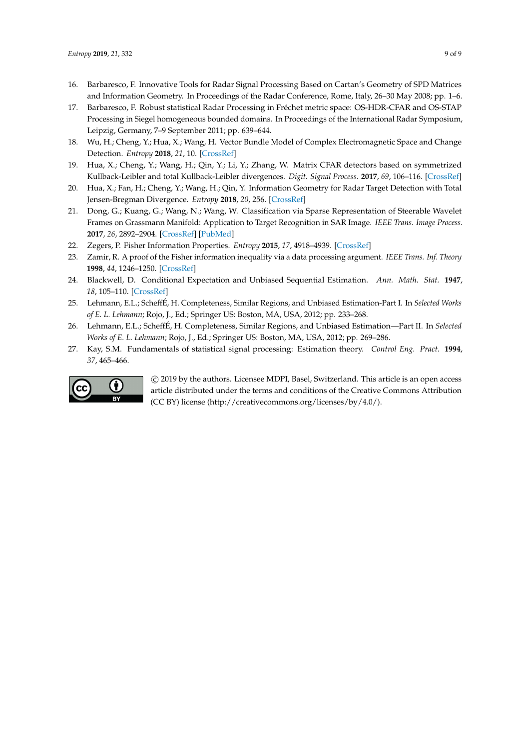16. Barbaresco, F. Innovative Tools for Radar Signal Processing Based on Cartan's Geometry of SPD Matrices and Information Geometry. In Proceedings of the Radar Conference, Rome, Italy, 26–30 May 2008; pp. 1–6.
17. Barbaresco, F. Robust statistical Radar Processing in Fréchet metric space: OS-HDR-CFAR and OS-STAP Processing in Siegel homogeneous bounded domains. In Proceedings of the International Radar Symposium, Leipzig, Germany, 7–9 September 2011; pp. 639–644.
18. Wu, H.; Cheng, Y.; Hua, X.; Wang, H. Vector Bundle Model of Complex Electromagnetic Space and Change Detection. *Entropy* **2018**, *21*, 10. [CrossRef]
19. Hua, X.; Cheng, Y.; Wang, H.; Qin, Y.; Li, Y.; Zhang, W. Matrix CFAR detectors based on symmetrized Kullback-Leibler and total Kullback-Leibler divergences. *Digit. Signal Process.* **2017**, *69*, 106–116. [CrossRef]
20. Hua, X.; Fan, H.; Cheng, Y.; Wang, H.; Qin, Y. Information Geometry for Radar Target Detection with Total Jensen-Bregman Divergence. *Entropy* **2018**, *20*, 256. [CrossRef]
21. Dong, G.; Kuang, G.; Wang, N.; Wang, W. Classification via Sparse Representation of Steerable Wavelet Frames on Grassmann Manifold: Application to Target Recognition in SAR Image. *IEEE Trans. Image Process.* **2017**, *26*, 2892–2904. [CrossRef] [PubMed]
22. Zegers, P. Fisher Information Properties. *Entropy* **2015**, *17*, 4918–4939. [CrossRef]
23. Zamir, R. A proof of the Fisher information inequality via a data processing argument. *IEEE Trans. Inf. Theory* **1998**, *44*, 1246–1250. [CrossRef]
24. Blackwell, D. Conditional Expectation and Unbiased Sequential Estimation. *Ann. Math. Stat.* **1947**, *18*, 105–110. [CrossRef]
25. Lehmann, E.L.; ScheffÉ, H. Completeness, Similar Regions, and Unbiased Estimation-Part I. In *Selected Works of E. L. Lehmann*; Rojo, J., Ed.; Springer US: Boston, MA, USA, 2012; pp. 233–268.
26. Lehmann, E.L.; ScheffÉ, H. Completeness, Similar Regions, and Unbiased Estimation—Part II. In *Selected Works of E. L. Lehmann*; Rojo, J., Ed.; Springer US: Boston, MA, USA, 2012; pp. 269–286.
27. Kay, S.M. Fundamentals of statistical signal processing: Estimation theory. *Control Eng. Pract.* **1994**, *37*, 465–466.

© 2019 by the authors. Licensee MDPI, Basel, Switzerland. This article is an open access article distributed under the terms and conditions of the Creative Commons Attribution (CC BY) license (http://creativecommons.org/licenses/by/4.0/).